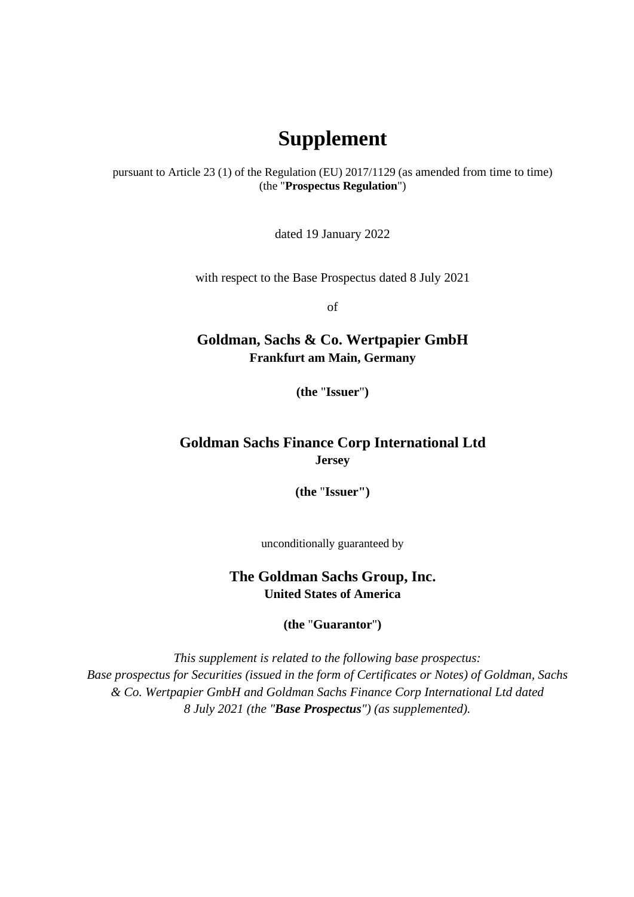# Supplement

pursuant to Article 23 (1) of the Regulation (EU) 2017/1129 (as amended from time to time) (the "**Prospectus Regulation**")

dated 19 January 2022

with respect to the Base Prospectus dated 8 July 2021

of

**Goldman, Sachs & Co. Wertpapier GmbH**
**Frankfurt am Main, Germany**

**(the "Issuer")**

**Goldman Sachs Finance Corp International Ltd**
**Jersey**

**(the "Issuer")**

unconditionally guaranteed by

**The Goldman Sachs Group, Inc.**
**United States of America**

**(the "Guarantor")**

*This supplement is related to the following base prospectus: Base prospectus for Securities (issued in the form of Certificates or Notes) of Goldman, Sachs & Co. Wertpapier GmbH and Goldman Sachs Finance Corp International Ltd dated 8 July 2021 (the "**Base Prospectus**") (as supplemented).*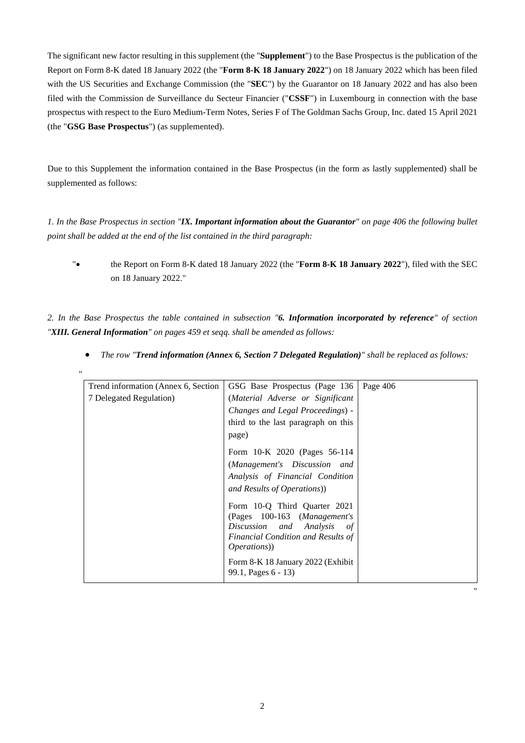The significant new factor resulting in this supplement (the "**Supplement**") to the Base Prospectus is the publication of the Report on Form 8-K dated 18 January 2022 (the "**Form 8-K 18 January 2022**") on 18 January 2022 which has been filed with the US Securities and Exchange Commission (the "**SEC**") by the Guarantor on 18 January 2022 and has also been filed with the Commission de Surveillance du Secteur Financier ("**CSSF**") in Luxembourg in connection with the base prospectus with respect to the Euro Medium-Term Notes, Series F of The Goldman Sachs Group, Inc. dated 15 April 2021 (the "**GSG Base Prospectus**") (as supplemented).

Due to this Supplement the information contained in the Base Prospectus (in the form as lastly supplemented) shall be supplemented as follows:

*1. In the Base Prospectus in section "**IX. Important information about the Guarantor**" on page 406 the following bullet point shall be added at the end of the list contained in the third paragraph:*

"• the Report on Form 8-K dated 18 January 2022 (the "**Form 8-K 18 January 2022**"), filed with the SEC on 18 January 2022."

*2. In the Base Prospectus the table contained in subsection "**6. Information incorporated by reference**" of section "**XIII. General Information**" on pages 459 et seqq. shall be amended as follows:*

- *The row "**Trend information (Annex 6, Section 7 Delegated Regulation)**" shall be replaced as follows:*

"

| | | |
|---|---|---|
| Trend information (Annex 6, Section 7 Delegated Regulation) | GSG Base Prospectus (Page 136 (*Material Adverse or Significant Changes and Legal Proceedings*) - third to the last paragraph on this page)<br><br>Form 10-K 2020 (Pages 56-114 (*Management's Discussion and Analysis of Financial Condition and Results of Operations*))<br><br>Form 10-Q Third Quarter 2021 (Pages 100-163 (*Management's Discussion and Analysis of Financial Condition and Results of Operations*))<br><br>Form 8-K 18 January 2022 (Exhibit 99.1, Pages 6 - 13) | Page 406 |

"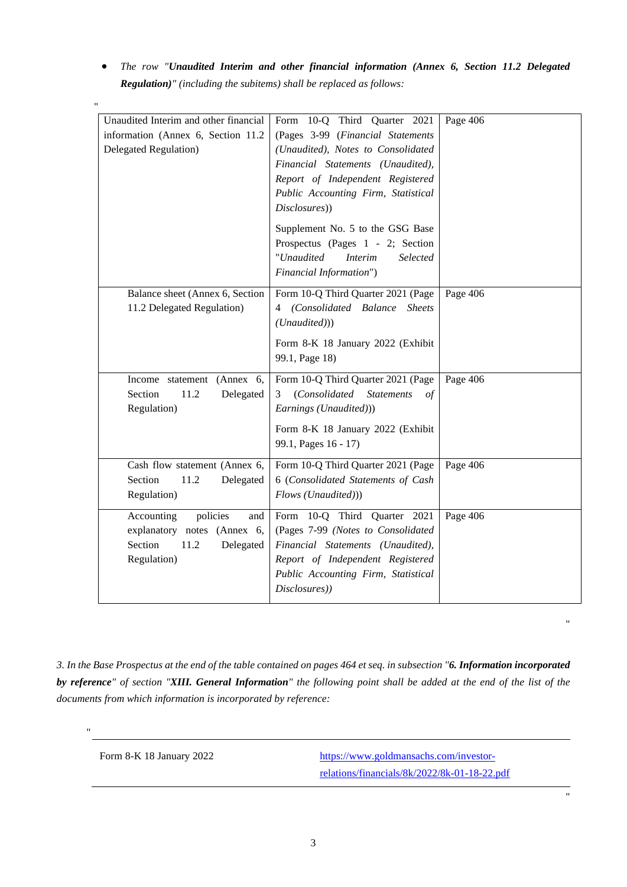- *The row "**Unaudited Interim and other financial information (Annex 6, Section 11.2 Delegated Regulation)**" (including the subitems) shall be replaced as follows:*

"

| | | |
|---|---|---|
| Unaudited Interim and other financial information (Annex 6, Section 11.2 Delegated Regulation) | Form 10-Q Third Quarter 2021 (Pages 3-99 (*Financial Statements (Unaudited), Notes to Consolidated Financial Statements (Unaudited), Report of Independent Registered Public Accounting Firm, Statistical Disclosures*))<br><br>Supplement No. 5 to the GSG Base Prospectus (Pages 1 - 2; Section "*Unaudited Interim Selected Financial Information*") | Page 406 |
| Balance sheet (Annex 6, Section 11.2 Delegated Regulation) | Form 10-Q Third Quarter 2021 (Page 4 *(Consolidated Balance Sheets (Unaudited)*))<br><br>Form 8-K 18 January 2022 (Exhibit 99.1, Page 18) | Page 406 |
| Income statement (Annex 6, Section 11.2 Delegated Regulation) | Form 10-Q Third Quarter 2021 (Page 3 (*Consolidated Statements of Earnings (Unaudited)*))<br><br>Form 8-K 18 January 2022 (Exhibit 99.1, Pages 16 - 17) | Page 406 |
| Cash flow statement (Annex 6, Section 11.2 Delegated Regulation) | Form 10-Q Third Quarter 2021 (Page 6 (*Consolidated Statements of Cash Flows (Unaudited)*)) | Page 406 |
| Accounting policies and explanatory notes (Annex 6, Section 11.2 Delegated Regulation) | Form 10-Q Third Quarter 2021 (Pages 7-99 *(Notes to Consolidated Financial Statements (Unaudited), Report of Independent Registered Public Accounting Firm, Statistical Disclosures)*) | Page 406 |

"

*3. In the Base Prospectus at the end of the table contained on pages 464 et seq. in subsection "**6. Information incorporated by reference**" of section "**XIII. General Information**" the following point shall be added at the end of the list of the documents from which information is incorporated by reference:*

"

| | |
|---|---|
| Form 8-K 18 January 2022 | https://www.goldmansachs.com/investor-relations/financials/8k/2022/8k-01-18-22.pdf |

"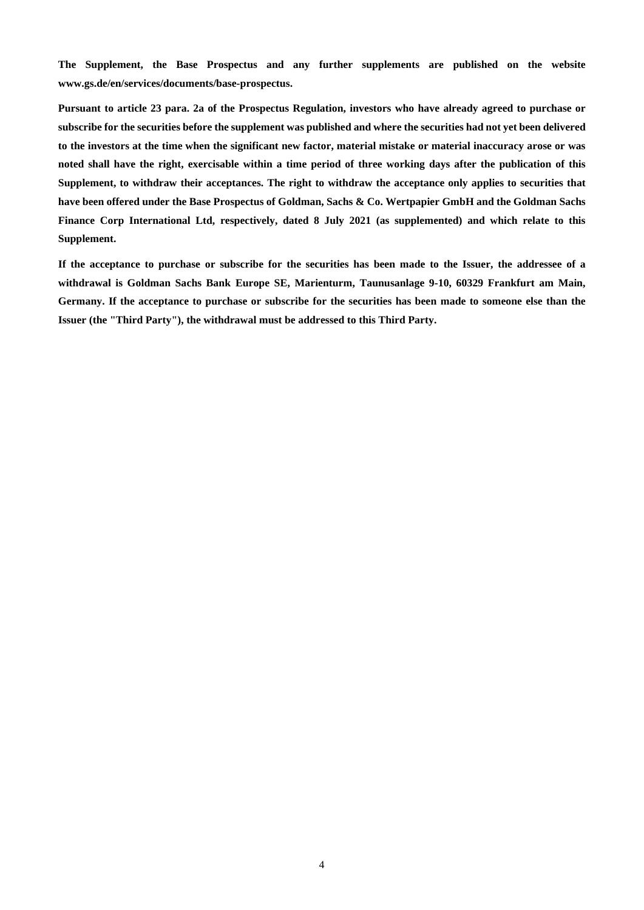**The Supplement, the Base Prospectus and any further supplements are published on the website www.gs.de/en/services/documents/base-prospectus.**

**Pursuant to article 23 para. 2a of the Prospectus Regulation, investors who have already agreed to purchase or subscribe for the securities before the supplement was published and where the securities had not yet been delivered to the investors at the time when the significant new factor, material mistake or material inaccuracy arose or was noted shall have the right, exercisable within a time period of three working days after the publication of this Supplement, to withdraw their acceptances. The right to withdraw the acceptance only applies to securities that have been offered under the Base Prospectus of Goldman, Sachs & Co. Wertpapier GmbH and the Goldman Sachs Finance Corp International Ltd, respectively, dated 8 July 2021 (as supplemented) and which relate to this Supplement.**

**If the acceptance to purchase or subscribe for the securities has been made to the Issuer, the addressee of a withdrawal is Goldman Sachs Bank Europe SE, Marienturm, Taunusanlage 9-10, 60329 Frankfurt am Main, Germany. If the acceptance to purchase or subscribe for the securities has been made to someone else than the Issuer (the "Third Party"), the withdrawal must be addressed to this Third Party.**